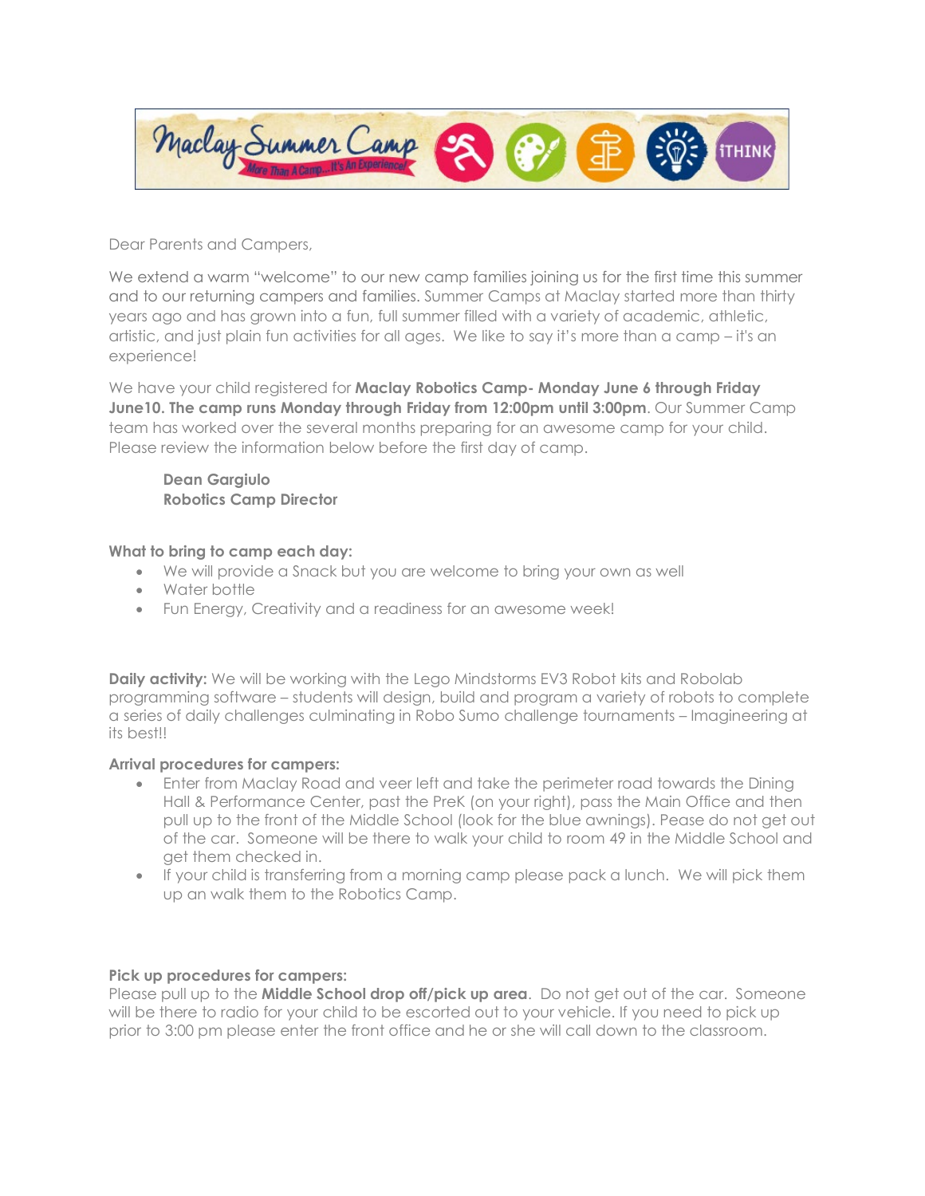Dear Parents and Campers,

We extend a warm "welcome" to our new camp families joining us for the first time this summer and to our returning campers and families. Summer Camps at Maclay started more than thirty years ago and has grown into a fun, full summer filled with a variety of academic, athletic, artistic, and just plain fun activities for all ages. We like to say it's more than a camp – it's an experience!

We have your child registered for **Maclay Robotics Camp- Monday June 6 through Friday June10. The camp runs Monday through Friday from 12:00pm until 3:00pm**. Our Summer Camp team has worked over the several months preparing for an awesome camp for your child. Please review the information below before the first day of camp.

**Dean Gargiulo**
**Robotics Camp Director**

**What to bring to camp each day:**

- We will provide a Snack but you are welcome to bring your own as well
- Water bottle
- Fun Energy, Creativity and a readiness for an awesome week!

**Daily activity:** We will be working with the Lego Mindstorms EV3 Robot kits and Robolab programming software – students will design, build and program a variety of robots to complete a series of daily challenges culminating in Robo Sumo challenge tournaments – Imagineering at its best!!

**Arrival procedures for campers:**

- Enter from Maclay Road and veer left and take the perimeter road towards the Dining Hall & Performance Center, past the PreK (on your right), pass the Main Office and then pull up to the front of the Middle School (look for the blue awnings). Pease do not get out of the car. Someone will be there to walk your child to room 49 in the Middle School and get them checked in.
- If your child is transferring from a morning camp please pack a lunch. We will pick them up an walk them to the Robotics Camp.

**Pick up procedures for campers:**
Please pull up to the **Middle School drop off/pick up area**. Do not get out of the car. Someone will be there to radio for your child to be escorted out to your vehicle. If you need to pick up prior to 3:00 pm please enter the front office and he or she will call down to the classroom.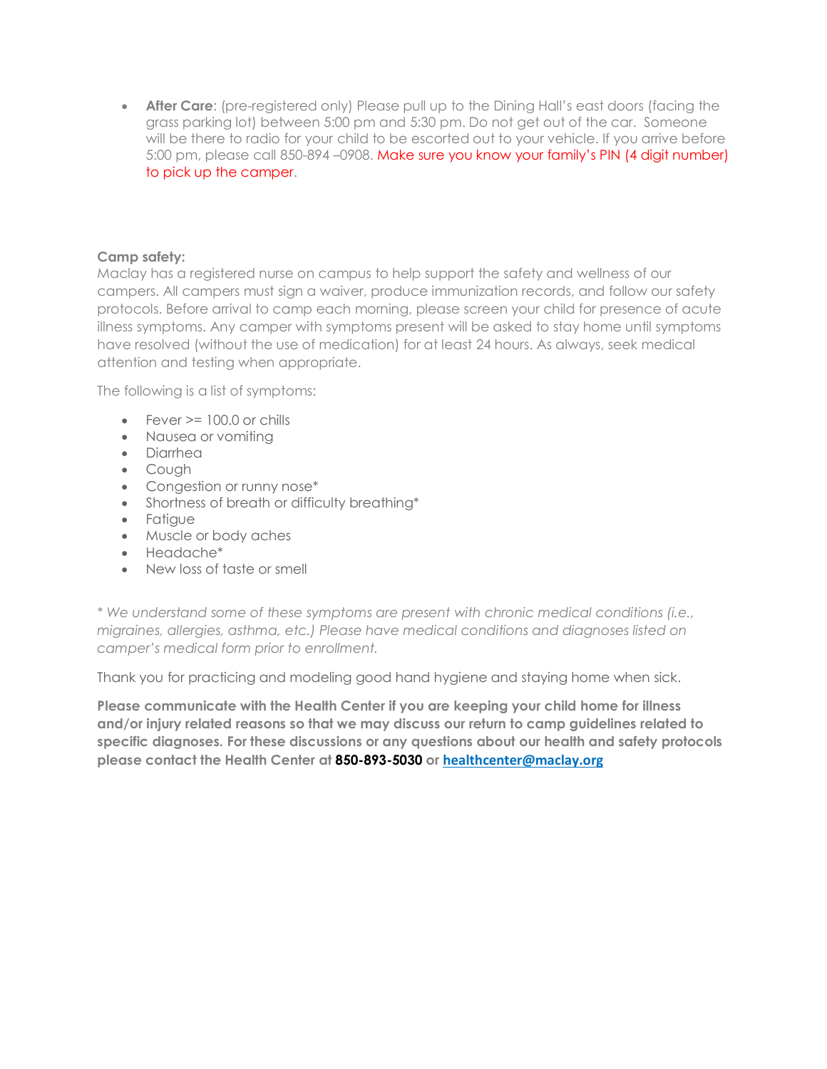- **After Care**: (pre-registered only) Please pull up to the Dining Hall's east doors (facing the grass parking lot) between 5:00 pm and 5:30 pm. Do not get out of the car. Someone will be there to radio for your child to be escorted out to your vehicle. If you arrive before 5:00 pm, please call 850-894 –0908. Make sure you know your family's PIN (4 digit number) to pick up the camper.

**Camp safety:**

Maclay has a registered nurse on campus to help support the safety and wellness of our campers. All campers must sign a waiver, produce immunization records, and follow our safety protocols. Before arrival to camp each morning, please screen your child for presence of acute illness symptoms. Any camper with symptoms present will be asked to stay home until symptoms have resolved (without the use of medication) for at least 24 hours. As always, seek medical attention and testing when appropriate.

The following is a list of symptoms:

- Fever >= 100.0 or chills
- Nausea or vomiting
- Diarrhea
- Cough
- Congestion or runny nose*
- Shortness of breath or difficulty breathing*
- Fatigue
- Muscle or body aches
- Headache*
- New loss of taste or smell

*\* We understand some of these symptoms are present with chronic medical conditions (i.e., migraines, allergies, asthma, etc.) Please have medical conditions and diagnoses listed on camper's medical form prior to enrollment.*

Thank you for practicing and modeling good hand hygiene and staying home when sick.

**Please communicate with the Health Center if you are keeping your child home for illness and/or injury related reasons so that we may discuss our return to camp guidelines related to specific diagnoses. For these discussions or any questions about our health and safety protocols please contact the Health Center at 850-893-5030 or [healthcenter@maclay.org](mailto:healthcenter@maclay.org)**